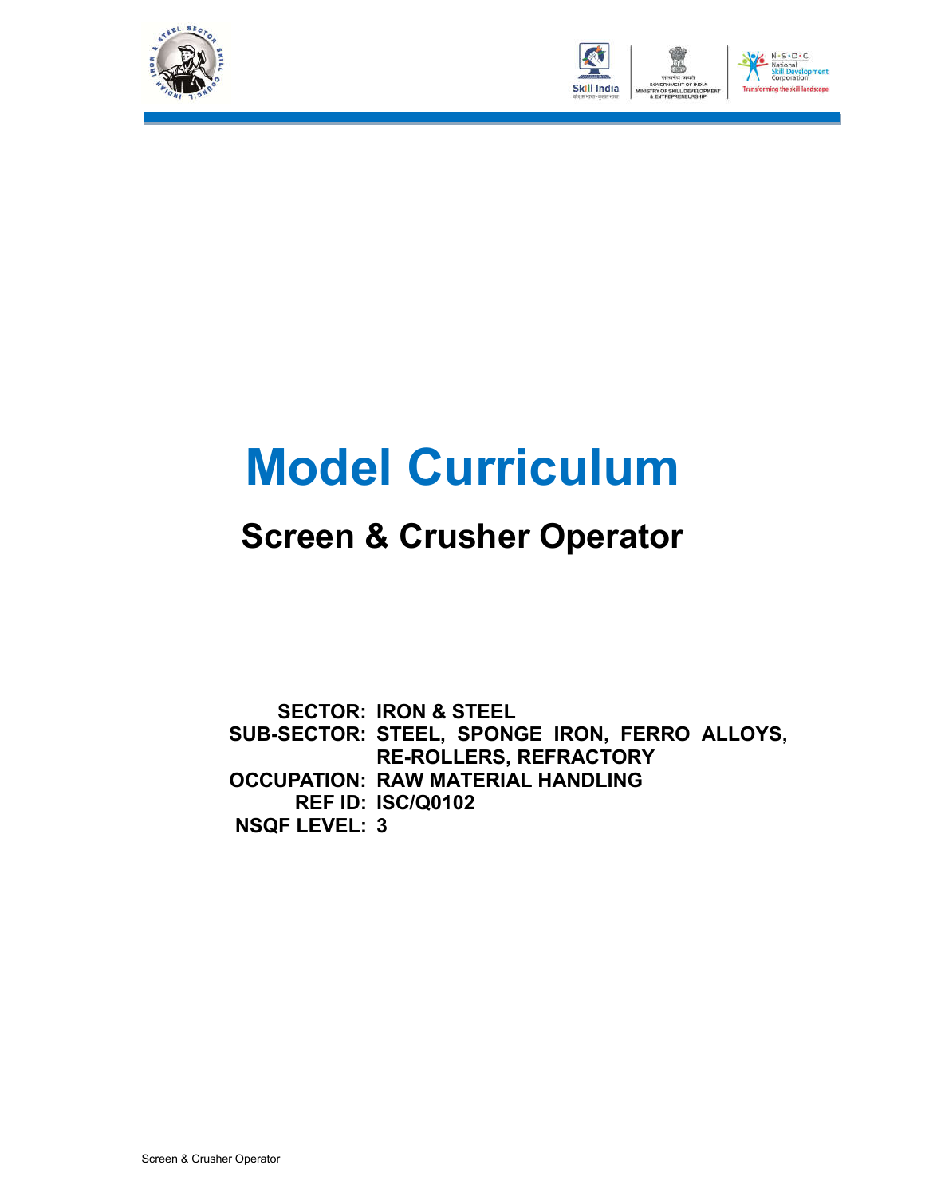# Model Curriculum

## Screen & Crusher Operator

**SECTOR:** IRON & STEEL
**SUB-SECTOR:** STEEL, SPONGE IRON, FERRO ALLOYS, RE-ROLLERS, REFRACTORY
**OCCUPATION:** RAW MATERIAL HANDLING
**REF ID:** ISC/Q0102
**NSQF LEVEL:** 3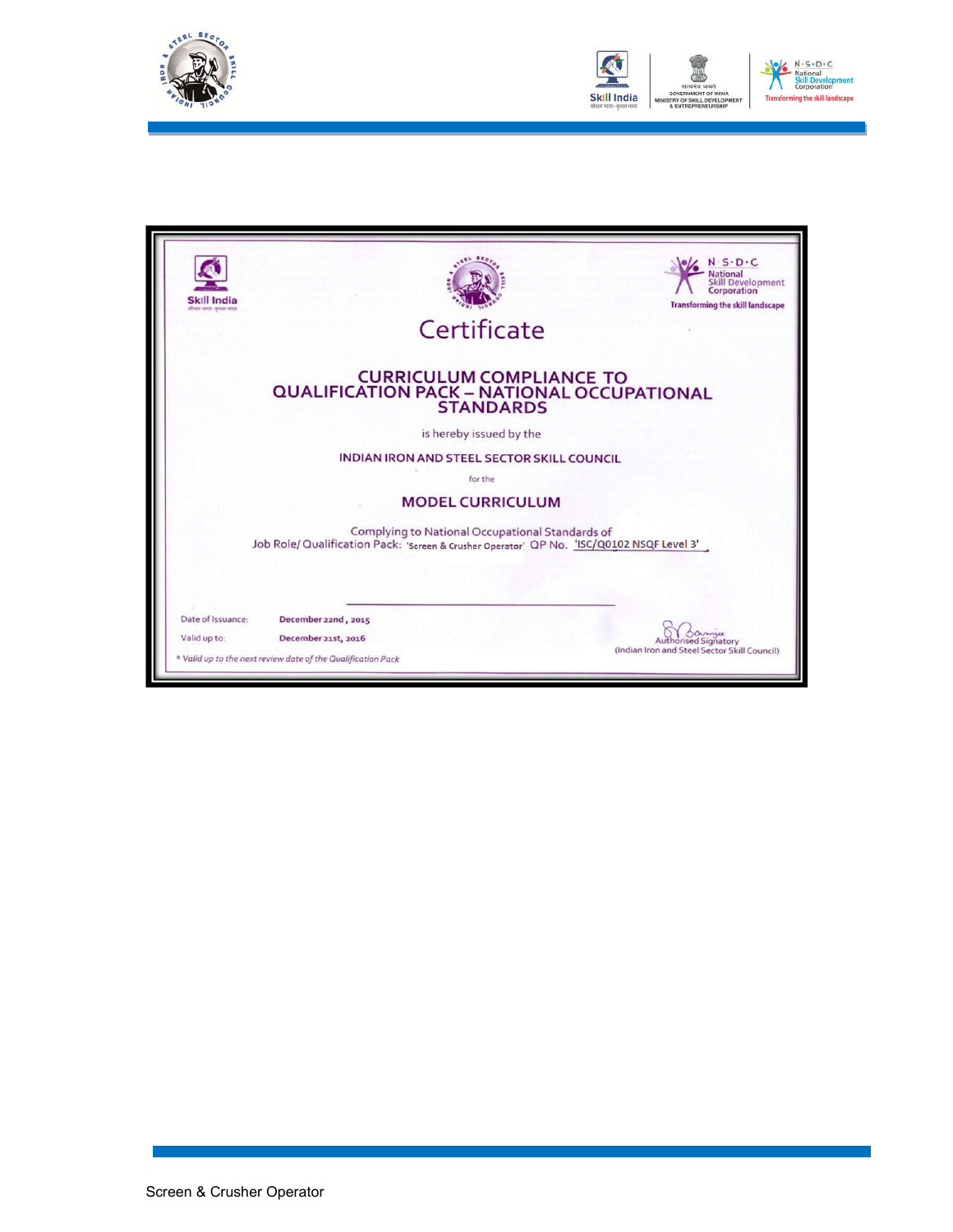Skill India

N·S·D·C National Skill Development Corporation
Transforming the skill landscape

# Certificate

## CURRICULUM COMPLIANCE TO QUALIFICATION PACK – NATIONAL OCCUPATIONAL STANDARDS

is hereby issued by the

**INDIAN IRON AND STEEL SECTOR SKILL COUNCIL**

for the

**MODEL CURRICULUM**

Complying to National Occupational Standards of
Job Role/ Qualification Pack: 'Screen & Crusher Operator' QP No. 'ISC/Q0102 NSQF Level 3'

Date of Issuance: **December 22nd , 2015**

Valid up to: **December 21st, 2016**

*\* Valid up to the next review date of the Qualification Pack*

Authorised Signatory
(Indian Iron and Steel Sector Skill Council)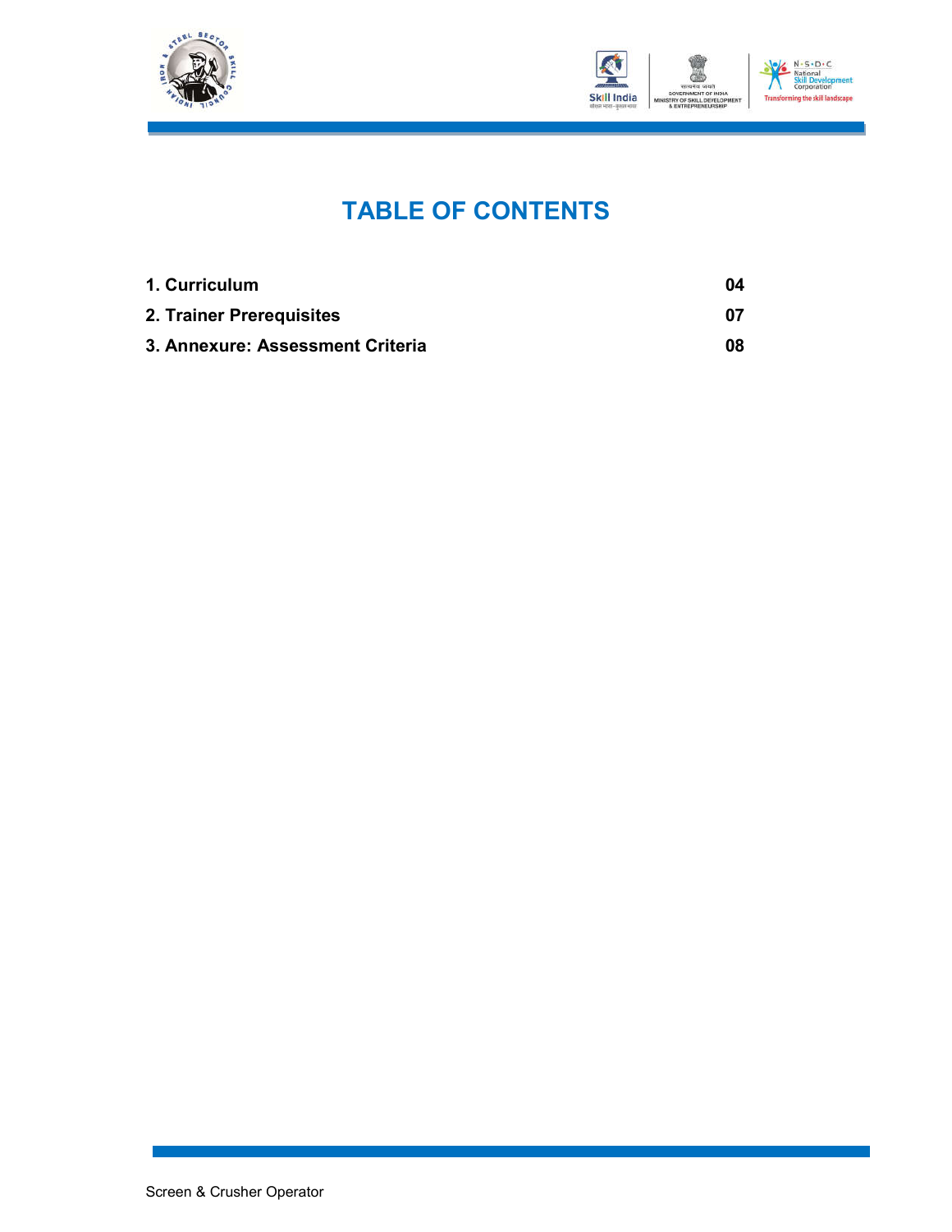# TABLE OF CONTENTS

| | |
|---|---|
| **1. Curriculum** | **04** |
| **2. Trainer Prerequisites** | **07** |
| **3. Annexure: Assessment Criteria** | **08** |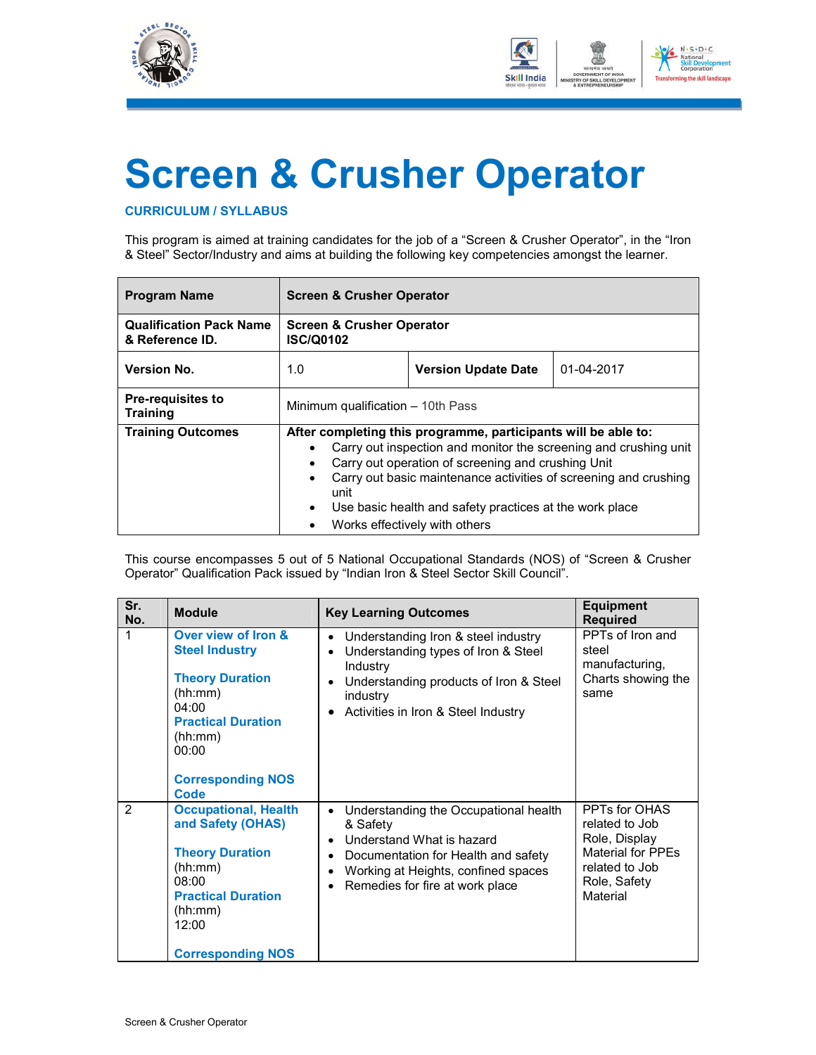# Screen & Crusher Operator

**CURRICULUM / SYLLABUS**

This program is aimed at training candidates for the job of a "Screen & Crusher Operator", in the "Iron & Steel" Sector/Industry and aims at building the following key competencies amongst the learner.

| **Program Name** | **Screen & Crusher Operator** | | |
|---|---|---|---|
| **Qualification Pack Name & Reference ID.** | **Screen & Crusher Operator ISC/Q0102** | | |
| **Version No.** | 1.0 | **Version Update Date** | 01-04-2017 |
| **Pre-requisites to Training** | Minimum qualification – 10th Pass | | |
| **Training Outcomes** | **After completing this programme, participants will be able to:**<br>• Carry out inspection and monitor the screening and crushing unit<br>• Carry out operation of screening and crushing Unit<br>• Carry out basic maintenance activities of screening and crushing unit<br>• Use basic health and safety practices at the work place<br>• Works effectively with others | | |

This course encompasses 5 out of 5 National Occupational Standards (NOS) of "Screen & Crusher Operator" Qualification Pack issued by "Indian Iron & Steel Sector Skill Council".

| Sr. No. | Module | Key Learning Outcomes | Equipment Required |
|---|---|---|---|
| 1 | **Over view of Iron & Steel Industry**<br><br>**Theory Duration** (hh:mm) 04:00<br>**Practical Duration** (hh:mm) 00:00<br><br>**Corresponding NOS Code** | • Understanding Iron & steel industry<br>• Understanding types of Iron & Steel Industry<br>• Understanding products of Iron & Steel industry<br>• Activities in Iron & Steel Industry | PPTs of Iron and steel manufacturing, Charts showing the same |
| 2 | **Occupational, Health and Safety (OHAS)**<br><br>**Theory Duration** (hh:mm) 08:00<br>**Practical Duration** (hh:mm) 12:00<br><br>**Corresponding NOS** | • Understanding the Occupational health & Safety<br>• Understand What is hazard<br>• Documentation for Health and safety<br>• Working at Heights, confined spaces<br>• Remedies for fire at work place | PPTs for OHAS related to Job Role, Display Material for PPEs related to Job Role, Safety Material |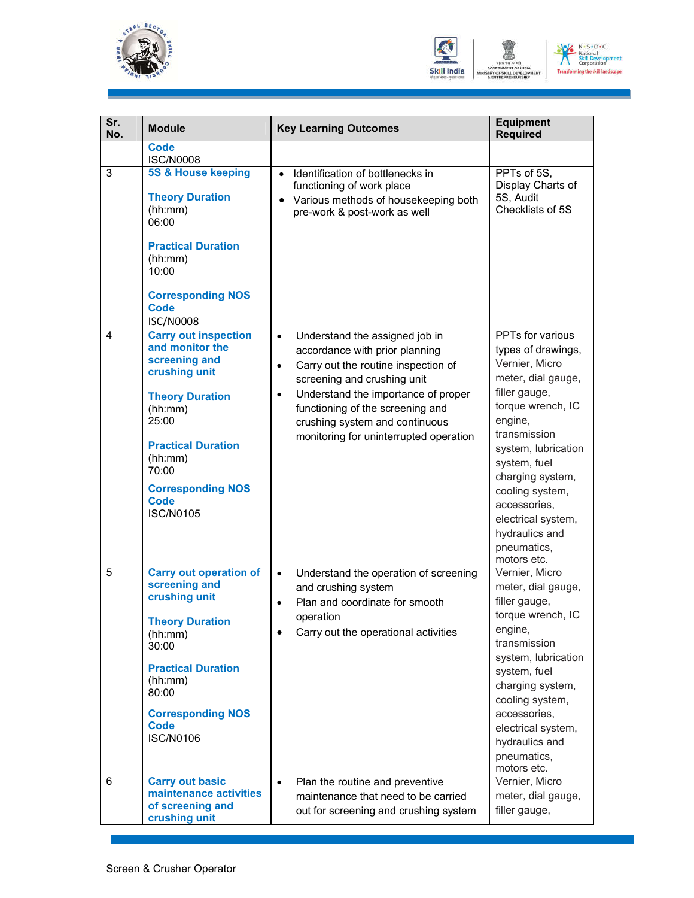| Sr. No. | Module | Key Learning Outcomes | Equipment Required |
|---|---|---|---|
| | **Code**<br>ISC/N0008 | | |
| 3 | **5S & House keeping**<br><br>**Theory Duration**<br>(hh:mm)<br>06:00<br><br>**Practical Duration**<br>(hh:mm)<br>10:00<br><br>**Corresponding NOS Code**<br>ISC/N0008 | • Identification of bottlenecks in functioning of work place<br>• Various methods of housekeeping both pre-work & post-work as well | PPTs of 5S, Display Charts of 5S, Audit Checklists of 5S |
| 4 | **Carry out inspection and monitor the screening and crushing unit**<br><br>**Theory Duration**<br>(hh:mm)<br>25:00<br><br>**Practical Duration**<br>(hh:mm)<br>70:00<br><br>**Corresponding NOS Code**<br>ISC/N0105 | • Understand the assigned job in accordance with prior planning<br>• Carry out the routine inspection of screening and crushing unit<br>• Understand the importance of proper functioning of the screening and crushing system and continuous monitoring for uninterrupted operation | PPTs for various types of drawings, Vernier, Micro meter, dial gauge, filler gauge, torque wrench, IC engine, transmission system, lubrication system, fuel charging system, cooling system, accessories, electrical system, hydraulics and pneumatics, motors etc. |
| 5 | **Carry out operation of screening and crushing unit**<br><br>**Theory Duration**<br>(hh:mm)<br>30:00<br><br>**Practical Duration**<br>(hh:mm)<br>80:00<br><br>**Corresponding NOS Code**<br>ISC/N0106 | • Understand the operation of screening and crushing system<br>• Plan and coordinate for smooth operation<br>• Carry out the operational activities | Vernier, Micro meter, dial gauge, filler gauge, torque wrench, IC engine, transmission system, lubrication system, fuel charging system, cooling system, accessories, electrical system, hydraulics and pneumatics, motors etc. |
| 6 | **Carry out basic maintenance activities of screening and crushing unit** | • Plan the routine and preventive maintenance that need to be carried out for screening and crushing system | Vernier, Micro meter, dial gauge, filler gauge, |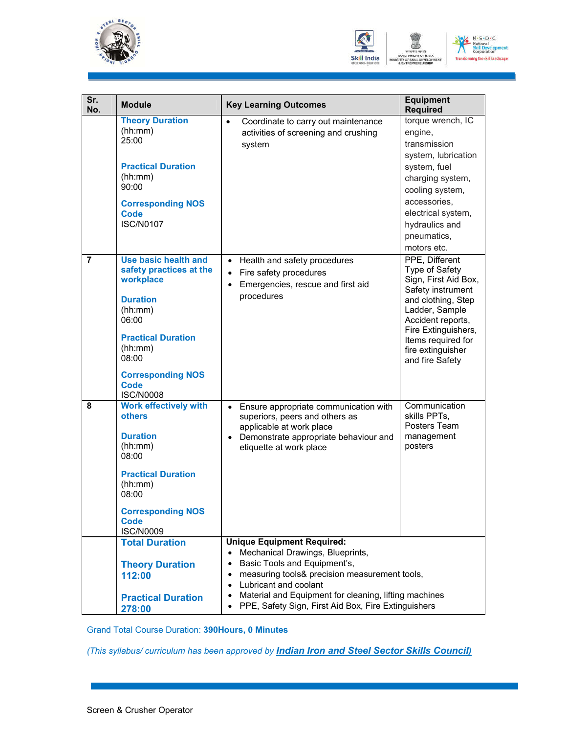| Sr. No. | Module | Key Learning Outcomes | Equipment Required |
|---|---|---|---|
| | **Theory Duration** (hh:mm) 25:00<br><br>**Practical Duration** (hh:mm) 90:00<br><br>**Corresponding NOS Code** ISC/N0107 | • Coordinate to carry out maintenance activities of screening and crushing system | torque wrench, IC engine, transmission system, lubrication system, fuel charging system, cooling system, accessories, electrical system, hydraulics and pneumatics, motors etc. |
| 7 | **Use basic health and safety practices at the workplace**<br><br>**Duration** (hh:mm) 06:00<br><br>**Practical Duration** (hh:mm) 08:00<br><br>**Corresponding NOS Code** ISC/N0008 | • Health and safety procedures<br>• Fire safety procedures<br>• Emergencies, rescue and first aid procedures | PPE, Different Type of Safety Sign, First Aid Box, Safety instrument and clothing, Step Ladder, Sample Accident reports, Fire Extinguishers, Items required for fire extinguisher and fire Safety |
| 8 | **Work effectively with others**<br><br>**Duration** (hh:mm) 08:00<br><br>**Practical Duration** (hh:mm) 08:00<br><br>**Corresponding NOS Code** ISC/N0009 | • Ensure appropriate communication with superiors, peers and others as applicable at work place<br>• Demonstrate appropriate behaviour and etiquette at work place | Communication skills PPTs, Posters Team management posters |
| | **Total Duration**<br><br>**Theory Duration 112:00**<br><br>**Practical Duration 278:00** | **Unique Equipment Required:**<br>• Mechanical Drawings, Blueprints,<br>• Basic Tools and Equipment's,<br>• measuring tools& precision measurement tools,<br>• Lubricant and coolant<br>• Material and Equipment for cleaning, lifting machines<br>• PPE, Safety Sign, First Aid Box, Fire Extinguishers | |

Grand Total Course Duration: **390Hours, 0 Minutes**

*(This syllabus/ curriculum has been approved by* ***Indian Iron and Steel Sector Skills Council)***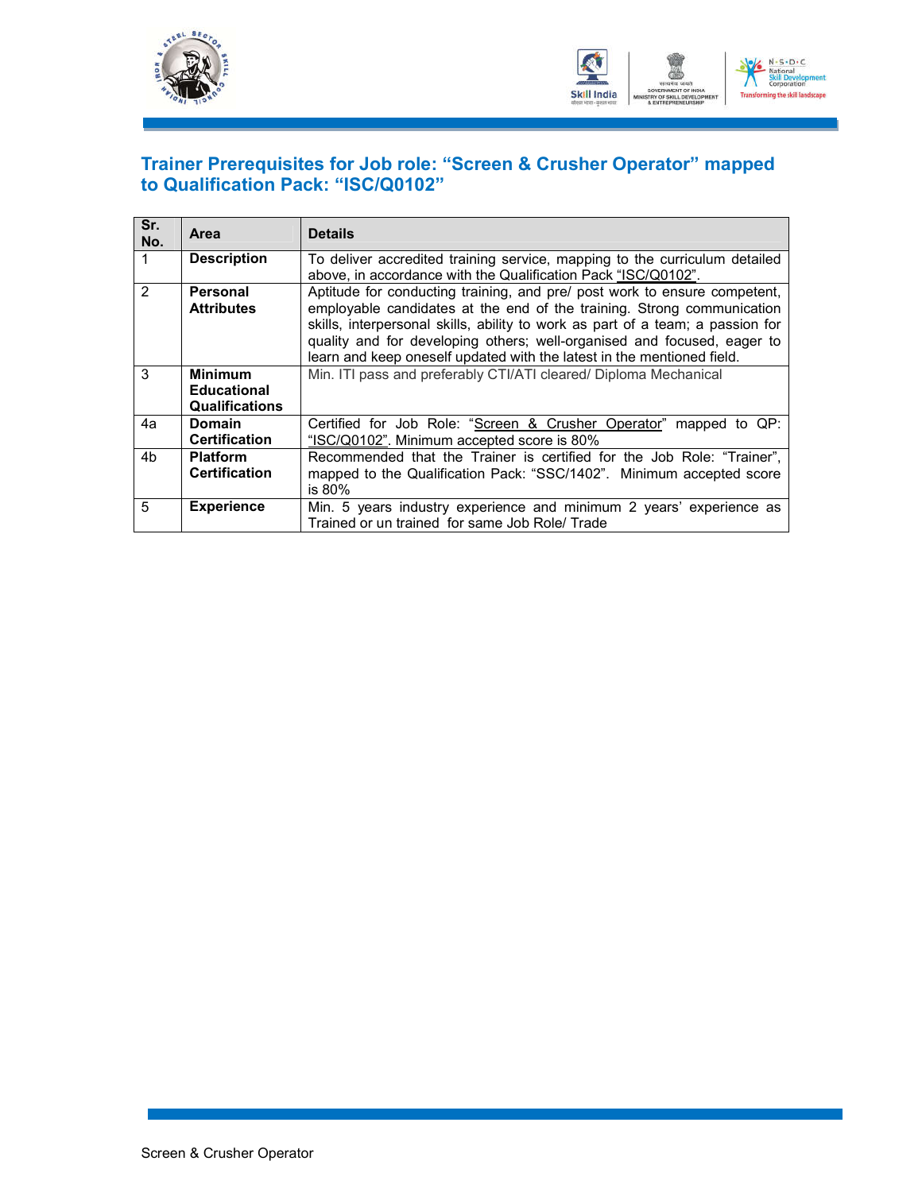## Trainer Prerequisites for Job role: "Screen & Crusher Operator" mapped to Qualification Pack: "ISC/Q0102"

| Sr. No. | Area | Details |
|---|---|---|
| 1 | **Description** | To deliver accredited training service, mapping to the curriculum detailed above, in accordance with the Qualification Pack "ISC/Q0102". |
| 2 | **Personal Attributes** | Aptitude for conducting training, and pre/ post work to ensure competent, employable candidates at the end of the training. Strong communication skills, interpersonal skills, ability to work as part of a team; a passion for quality and for developing others; well-organised and focused, eager to learn and keep oneself updated with the latest in the mentioned field. |
| 3 | **Minimum Educational Qualifications** | Min. ITI pass and preferably CTI/ATI cleared/ Diploma Mechanical |
| 4a | **Domain Certification** | Certified for Job Role: "Screen & Crusher Operator" mapped to QP: "ISC/Q0102". Minimum accepted score is 80% |
| 4b | **Platform Certification** | Recommended that the Trainer is certified for the Job Role: "Trainer", mapped to the Qualification Pack: "SSC/1402". Minimum accepted score is 80% |
| 5 | **Experience** | Min. 5 years industry experience and minimum 2 years' experience as Trained or un trained for same Job Role/ Trade |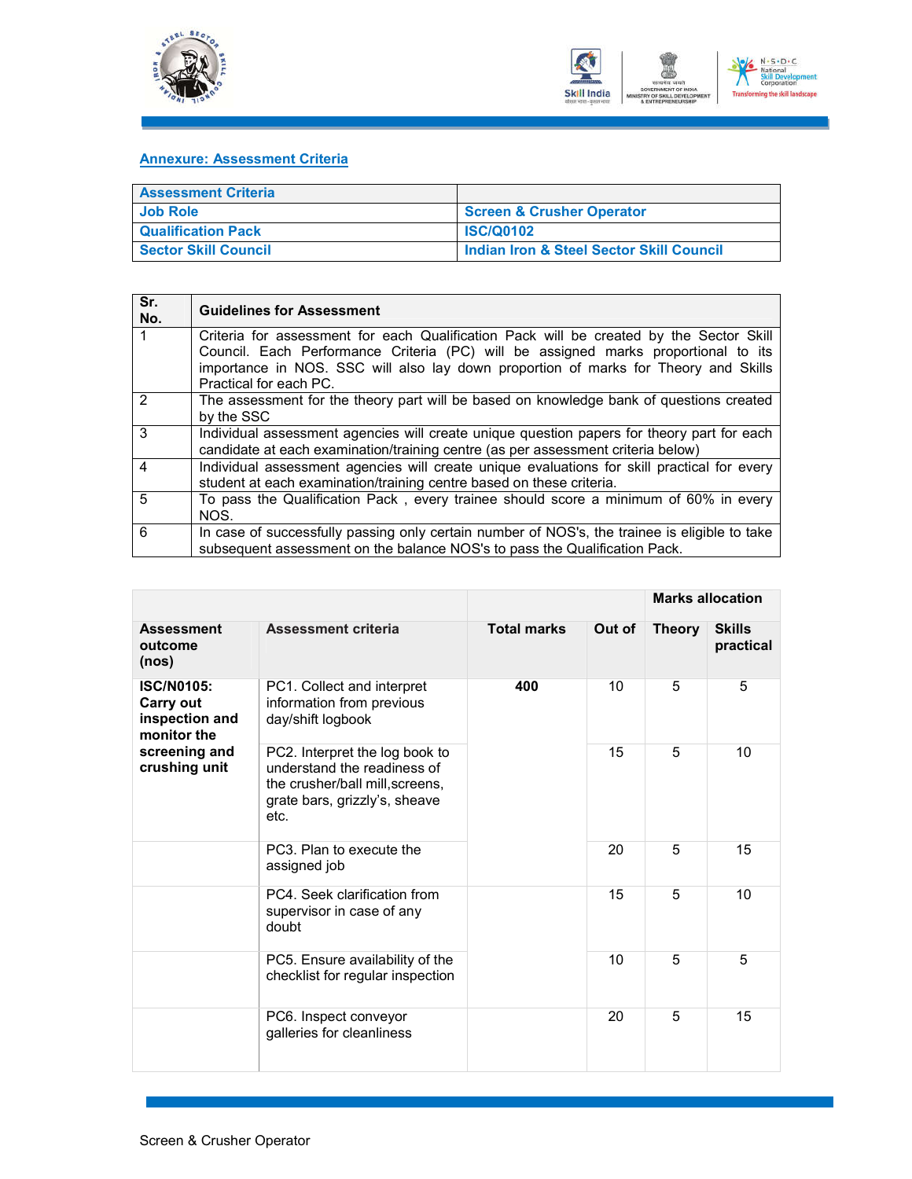## Annexure: Assessment Criteria

| Assessment Criteria | |
|---|---|
| Job Role | Screen & Crusher Operator |
| Qualification Pack | ISC/Q0102 |
| Sector Skill Council | Indian Iron & Steel Sector Skill Council |

| Sr. No. | Guidelines for Assessment |
|---|---|
| 1 | Criteria for assessment for each Qualification Pack will be created by the Sector Skill Council. Each Performance Criteria (PC) will be assigned marks proportional to its importance in NOS. SSC will also lay down proportion of marks for Theory and Skills Practical for each PC. |
| 2 | The assessment for the theory part will be based on knowledge bank of questions created by the SSC |
| 3 | Individual assessment agencies will create unique question papers for theory part for each candidate at each examination/training centre (as per assessment criteria below) |
| 4 | Individual assessment agencies will create unique evaluations for skill practical for every student at each examination/training centre based on these criteria. |
| 5 | To pass the Qualification Pack , every trainee should score a minimum of 60% in every NOS. |
| 6 | In case of successfully passing only certain number of NOS's, the trainee is eligible to take subsequent assessment on the balance NOS's to pass the Qualification Pack. |

| | | | | Marks allocation | |
|---|---|---|---|---|---|
| **Assessment outcome (nos)** | **Assessment criteria** | **Total marks** | **Out of** | **Theory** | **Skills practical** |
| **ISC/N0105: Carry out inspection and monitor the screening and crushing unit** | PC1. Collect and interpret information from previous day/shift logbook | **400** | 10 | 5 | 5 |
| | PC2. Interpret the log book to understand the readiness of the crusher/ball mill,screens, grate bars, grizzly's, sheave etc. | | 15 | 5 | 10 |
| | PC3. Plan to execute the assigned job | | 20 | 5 | 15 |
| | PC4. Seek clarification from supervisor in case of any doubt | | 15 | 5 | 10 |
| | PC5. Ensure availability of the checklist for regular inspection | | 10 | 5 | 5 |
| | PC6. Inspect conveyor galleries for cleanliness | | 20 | 5 | 15 |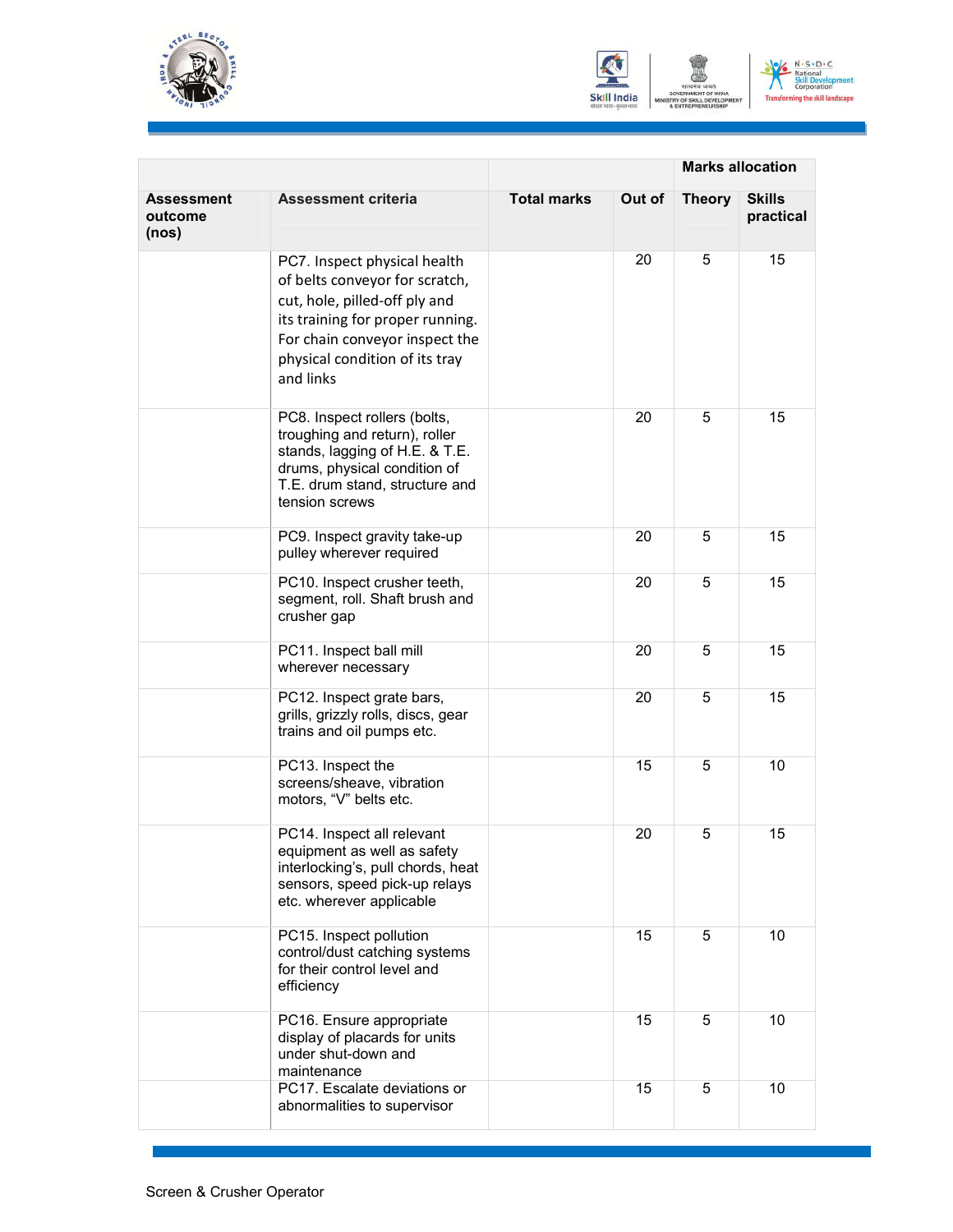| | | | | Marks allocation | |
|---|---|---|---|---|---|
| Assessment outcome (nos) | Assessment criteria | Total marks | Out of | Theory | Skills practical |
| | PC7. Inspect physical health of belts conveyor for scratch, cut, hole, pilled-off ply and its training for proper running. For chain conveyor inspect the physical condition of its tray and links | | 20 | 5 | 15 |
| | PC8. Inspect rollers (bolts, troughing and return), roller stands, lagging of H.E. & T.E. drums, physical condition of T.E. drum stand, structure and tension screws | | 20 | 5 | 15 |
| | PC9. Inspect gravity take-up pulley wherever required | | 20 | 5 | 15 |
| | PC10. Inspect crusher teeth, segment, roll. Shaft brush and crusher gap | | 20 | 5 | 15 |
| | PC11. Inspect ball mill wherever necessary | | 20 | 5 | 15 |
| | PC12. Inspect grate bars, grills, grizzly rolls, discs, gear trains and oil pumps etc. | | 20 | 5 | 15 |
| | PC13. Inspect the screens/sheave, vibration motors, "V" belts etc. | | 15 | 5 | 10 |
| | PC14. Inspect all relevant equipment as well as safety interlocking's, pull chords, heat sensors, speed pick-up relays etc. wherever applicable | | 20 | 5 | 15 |
| | PC15. Inspect pollution control/dust catching systems for their control level and efficiency | | 15 | 5 | 10 |
| | PC16. Ensure appropriate display of placards for units under shut-down and maintenance | | 15 | 5 | 10 |
| | PC17. Escalate deviations or abnormalities to supervisor | | 15 | 5 | 10 |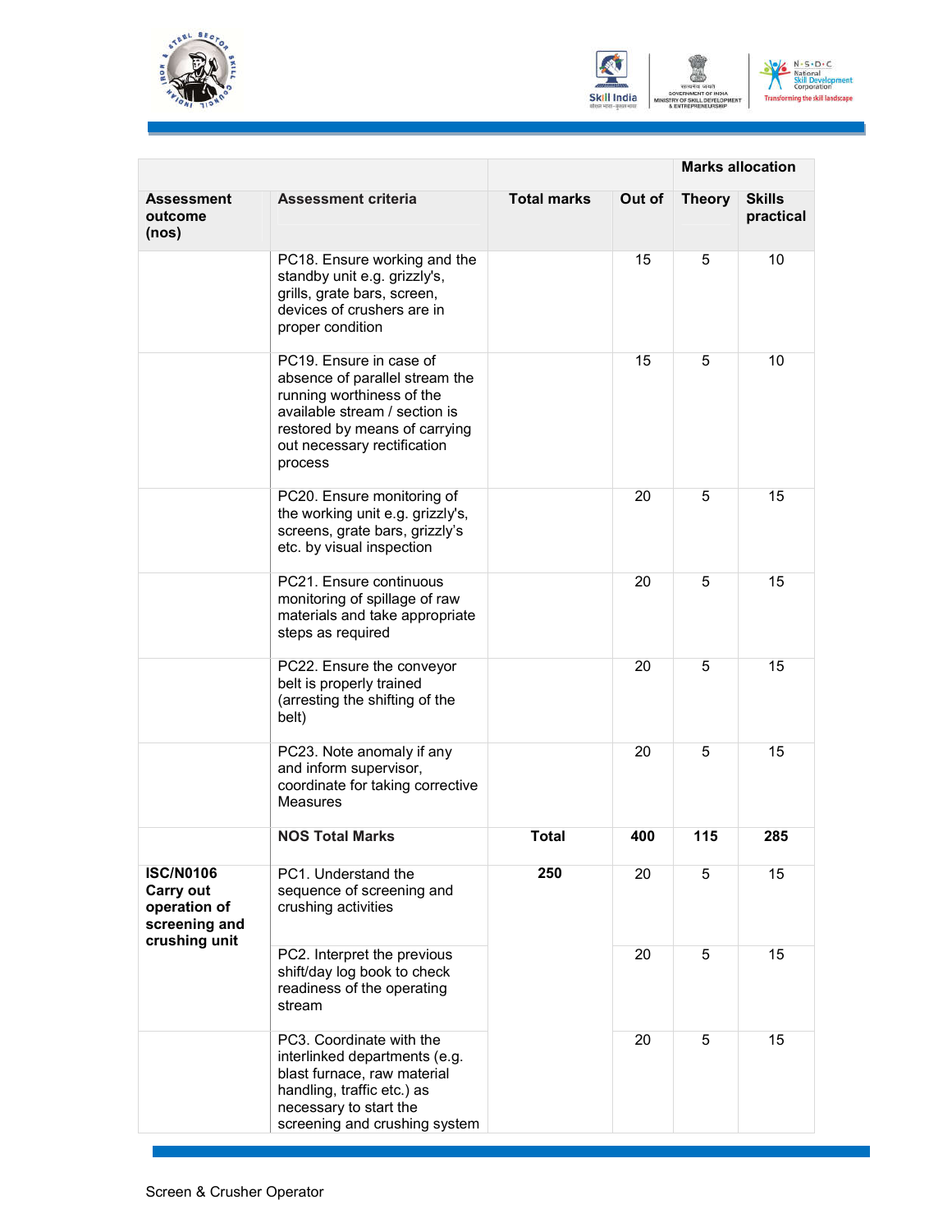| Assessment outcome (nos) | Assessment criteria | Total marks | Out of | Marks allocation | |
|---|---|---|---|---|---|
| | | | | Theory | Skills practical |
| | PC18. Ensure working and the standby unit e.g. grizzly's, grills, grate bars, screen, devices of crushers are in proper condition | | 15 | 5 | 10 |
| | PC19. Ensure in case of absence of parallel stream the running worthiness of the available stream / section is restored by means of carrying out necessary rectification process | | 15 | 5 | 10 |
| | PC20. Ensure monitoring of the working unit e.g. grizzly's, screens, grate bars, grizzly's etc. by visual inspection | | 20 | 5 | 15 |
| | PC21. Ensure continuous monitoring of spillage of raw materials and take appropriate steps as required | | 20 | 5 | 15 |
| | PC22. Ensure the conveyor belt is properly trained (arresting the shifting of the belt) | | 20 | 5 | 15 |
| | PC23. Note anomaly if any and inform supervisor, coordinate for taking corrective Measures | | 20 | 5 | 15 |
| | **NOS Total Marks** | **Total** | **400** | **115** | **285** |
| **ISC/N0106 Carry out operation of screening and crushing unit** | PC1. Understand the sequence of screening and crushing activities | **250** | 20 | 5 | 15 |
| | PC2. Interpret the previous shift/day log book to check readiness of the operating stream | | 20 | 5 | 15 |
| | PC3. Coordinate with the interlinked departments (e.g. blast furnace, raw material handling, traffic etc.) as necessary to start the screening and crushing system | | 20 | 5 | 15 |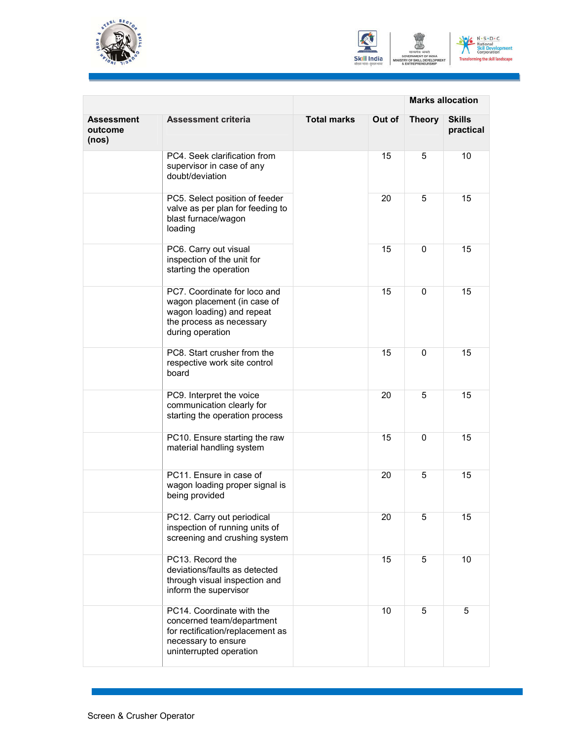| Assessment outcome (nos) | Assessment criteria | Total marks | Out of | Marks allocation | |
|---|---|---|---|---|---|
| | | | | **Theory** | **Skills practical** |
| | PC4. Seek clarification from supervisor in case of any doubt/deviation | | 15 | 5 | 10 |
| | PC5. Select position of feeder valve as per plan for feeding to blast furnace/wagon loading | | 20 | 5 | 15 |
| | PC6. Carry out visual inspection of the unit for starting the operation | | 15 | 0 | 15 |
| | PC7. Coordinate for loco and wagon placement (in case of wagon loading) and repeat the process as necessary during operation | | 15 | 0 | 15 |
| | PC8. Start crusher from the respective work site control board | | 15 | 0 | 15 |
| | PC9. Interpret the voice communication clearly for starting the operation process | | 20 | 5 | 15 |
| | PC10. Ensure starting the raw material handling system | | 15 | 0 | 15 |
| | PC11. Ensure in case of wagon loading proper signal is being provided | | 20 | 5 | 15 |
| | PC12. Carry out periodical inspection of running units of screening and crushing system | | 20 | 5 | 15 |
| | PC13. Record the deviations/faults as detected through visual inspection and inform the supervisor | | 15 | 5 | 10 |
| | PC14. Coordinate with the concerned team/department for rectification/replacement as necessary to ensure uninterrupted operation | | 10 | 5 | 5 |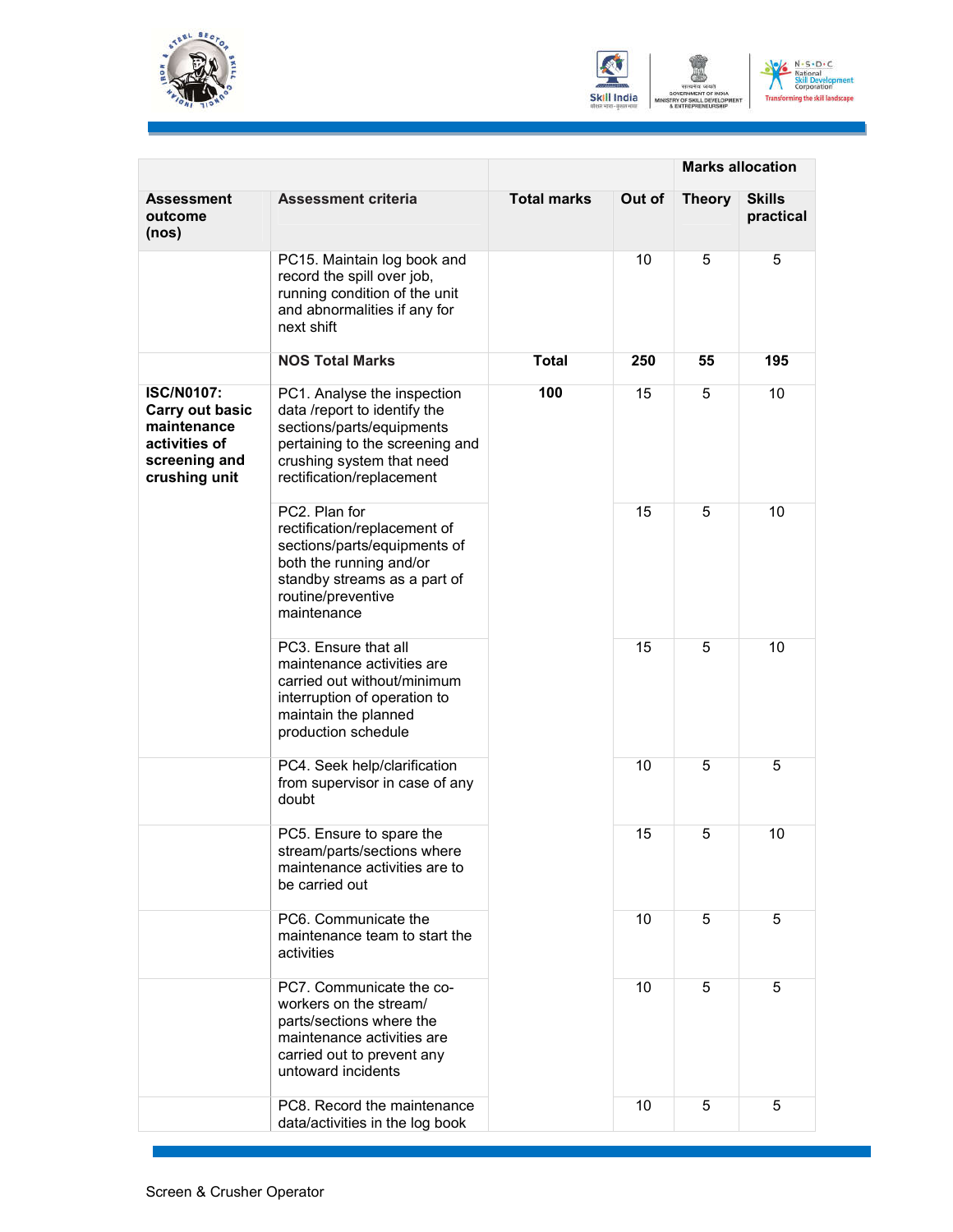| | | | | Marks allocation | |
|---|---|---|---|---|---|
| **Assessment outcome (nos)** | **Assessment criteria** | **Total marks** | **Out of** | **Theory** | **Skills practical** |
| | PC15. Maintain log book and record the spill over job, running condition of the unit and abnormalities if any for next shift | | 10 | 5 | 5 |
| | **NOS Total Marks** | **Total** | **250** | **55** | **195** |
| **ISC/N0107: Carry out basic maintenance activities of screening and crushing unit** | PC1. Analyse the inspection data /report to identify the sections/parts/equipments pertaining to the screening and crushing system that need rectification/replacement | **100** | 15 | 5 | 10 |
| | PC2. Plan for rectification/replacement of sections/parts/equipments of both the running and/or standby streams as a part of routine/preventive maintenance | | 15 | 5 | 10 |
| | PC3. Ensure that all maintenance activities are carried out without/minimum interruption of operation to maintain the planned production schedule | | 15 | 5 | 10 |
| | PC4. Seek help/clarification from supervisor in case of any doubt | | 10 | 5 | 5 |
| | PC5. Ensure to spare the stream/parts/sections where maintenance activities are to be carried out | | 15 | 5 | 10 |
| | PC6. Communicate the maintenance team to start the activities | | 10 | 5 | 5 |
| | PC7. Communicate the co-workers on the stream/ parts/sections where the maintenance activities are carried out to prevent any untoward incidents | | 10 | 5 | 5 |
| | PC8. Record the maintenance data/activities in the log book | | 10 | 5 | 5 |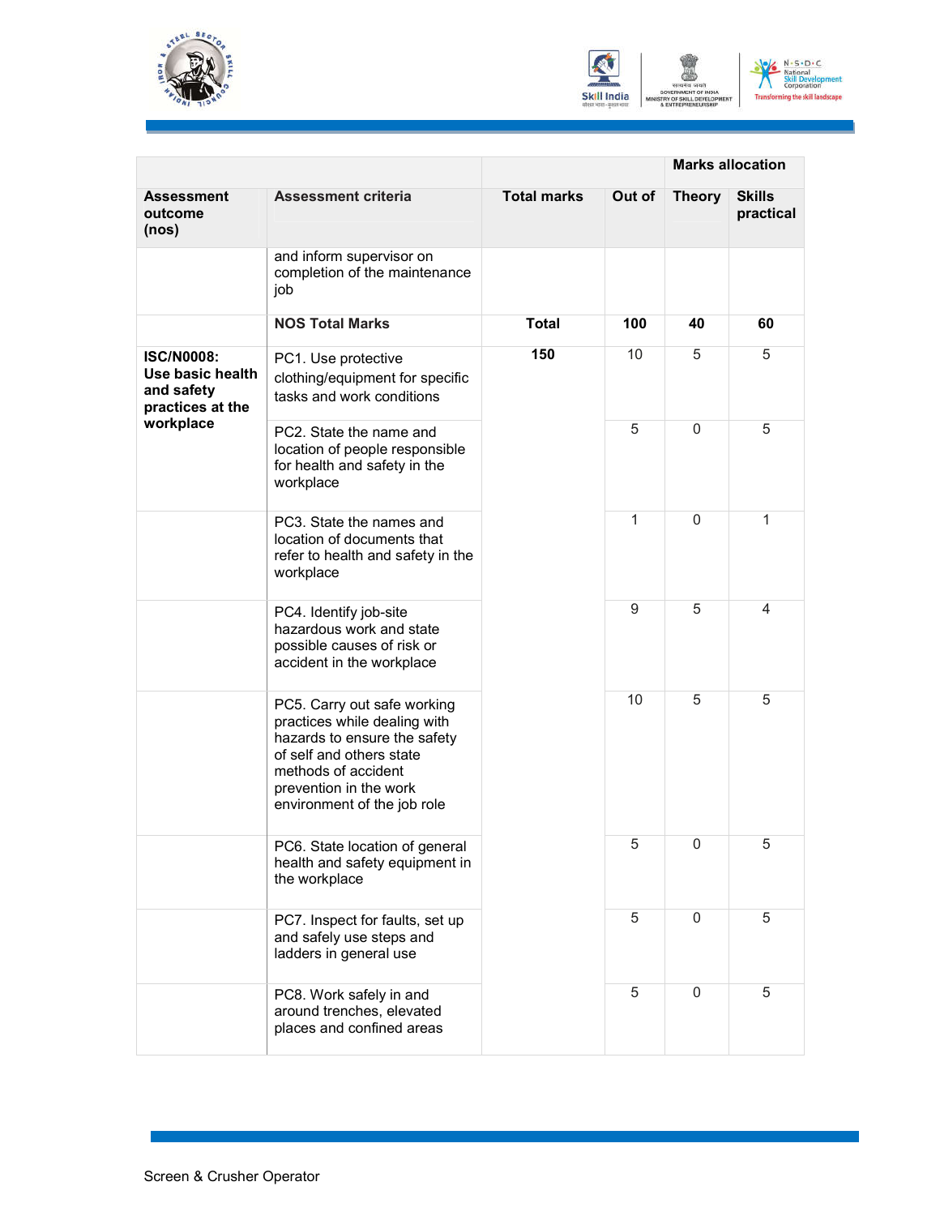| | | | | Marks allocation | |
|---|---|---|---|---|---|
| **Assessment outcome (nos)** | **Assessment criteria** | **Total marks** | **Out of** | **Theory** | **Skills practical** |
| | and inform supervisor on completion of the maintenance job | | | | |
| | **NOS Total Marks** | **Total** | **100** | **40** | **60** |
| **ISC/N0008: Use basic health and safety practices at the workplace** | PC1. Use protective clothing/equipment for specific tasks and work conditions | **150** | 10 | 5 | 5 |
| | PC2. State the name and location of people responsible for health and safety in the workplace | | 5 | 0 | 5 |
| | PC3. State the names and location of documents that refer to health and safety in the workplace | | 1 | 0 | 1 |
| | PC4. Identify job-site hazardous work and state possible causes of risk or accident in the workplace | | 9 | 5 | 4 |
| | PC5. Carry out safe working practices while dealing with hazards to ensure the safety of self and others state methods of accident prevention in the work environment of the job role | | 10 | 5 | 5 |
| | PC6. State location of general health and safety equipment in the workplace | | 5 | 0 | 5 |
| | PC7. Inspect for faults, set up and safely use steps and ladders in general use | | 5 | 0 | 5 |
| | PC8. Work safely in and around trenches, elevated places and confined areas | | 5 | 0 | 5 |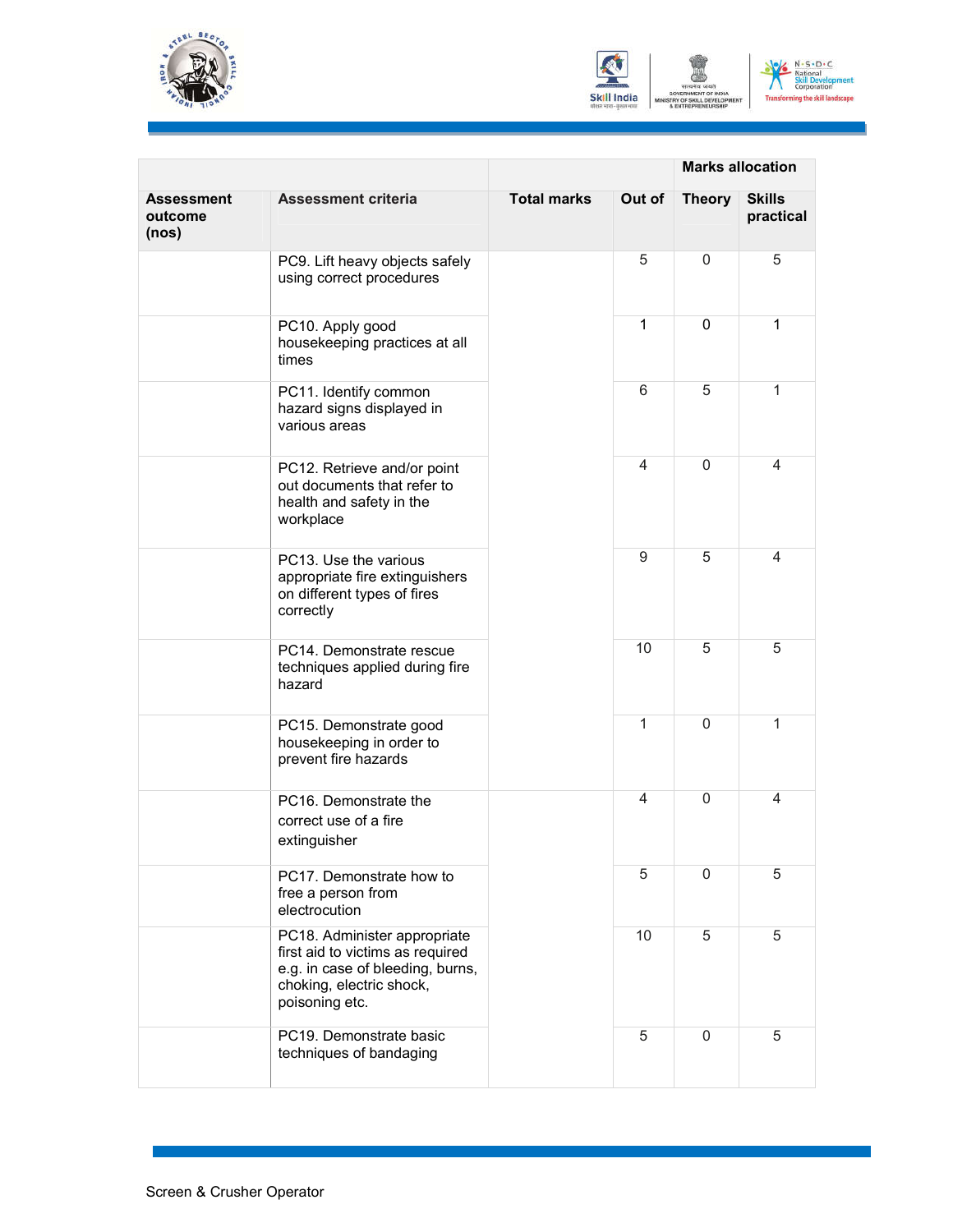| Assessment outcome (nos) | Assessment criteria | Total marks | Out of | Marks allocation | |
|---|---|---|---|---|---|
| | | | | Theory | Skills practical |
| | PC9. Lift heavy objects safely using correct procedures | | 5 | 0 | 5 |
| | PC10. Apply good housekeeping practices at all times | | 1 | 0 | 1 |
| | PC11. Identify common hazard signs displayed in various areas | | 6 | 5 | 1 |
| | PC12. Retrieve and/or point out documents that refer to health and safety in the workplace | | 4 | 0 | 4 |
| | PC13. Use the various appropriate fire extinguishers on different types of fires correctly | | 9 | 5 | 4 |
| | PC14. Demonstrate rescue techniques applied during fire hazard | | 10 | 5 | 5 |
| | PC15. Demonstrate good housekeeping in order to prevent fire hazards | | 1 | 0 | 1 |
| | PC16. Demonstrate the correct use of a fire extinguisher | | 4 | 0 | 4 |
| | PC17. Demonstrate how to free a person from electrocution | | 5 | 0 | 5 |
| | PC18. Administer appropriate first aid to victims as required e.g. in case of bleeding, burns, choking, electric shock, poisoning etc. | | 10 | 5 | 5 |
| | PC19. Demonstrate basic techniques of bandaging | | 5 | 0 | 5 |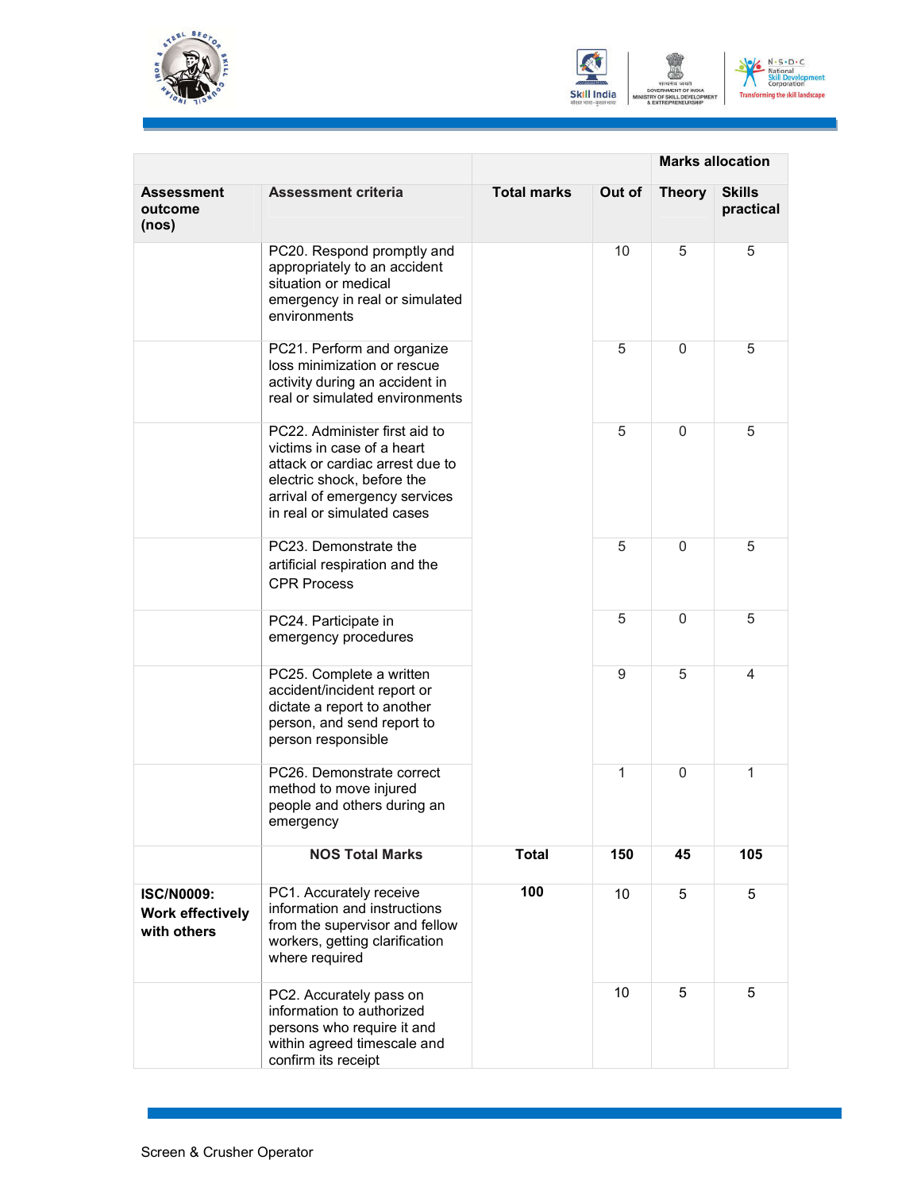| Assessment outcome (nos) | Assessment criteria | Total marks | Out of | Marks allocation | |
|---|---|---|---|---|---|
| | | | | Theory | Skills practical |
| | PC20. Respond promptly and appropriately to an accident situation or medical emergency in real or simulated environments | | 10 | 5 | 5 |
| | PC21. Perform and organize loss minimization or rescue activity during an accident in real or simulated environments | | 5 | 0 | 5 |
| | PC22. Administer first aid to victims in case of a heart attack or cardiac arrest due to electric shock, before the arrival of emergency services in real or simulated cases | | 5 | 0 | 5 |
| | PC23. Demonstrate the artificial respiration and the CPR Process | | 5 | 0 | 5 |
| | PC24. Participate in emergency procedures | | 5 | 0 | 5 |
| | PC25. Complete a written accident/incident report or dictate a report to another person, and send report to person responsible | | 9 | 5 | 4 |
| | PC26. Demonstrate correct method to move injured people and others during an emergency | | 1 | 0 | 1 |
| | **NOS Total Marks** | **Total** | **150** | **45** | **105** |
| **ISC/N0009: Work effectively with others** | PC1. Accurately receive information and instructions from the supervisor and fellow workers, getting clarification where required | **100** | 10 | 5 | 5 |
| | PC2. Accurately pass on information to authorized persons who require it and within agreed timescale and confirm its receipt | | 10 | 5 | 5 |

Screen & Crusher Operator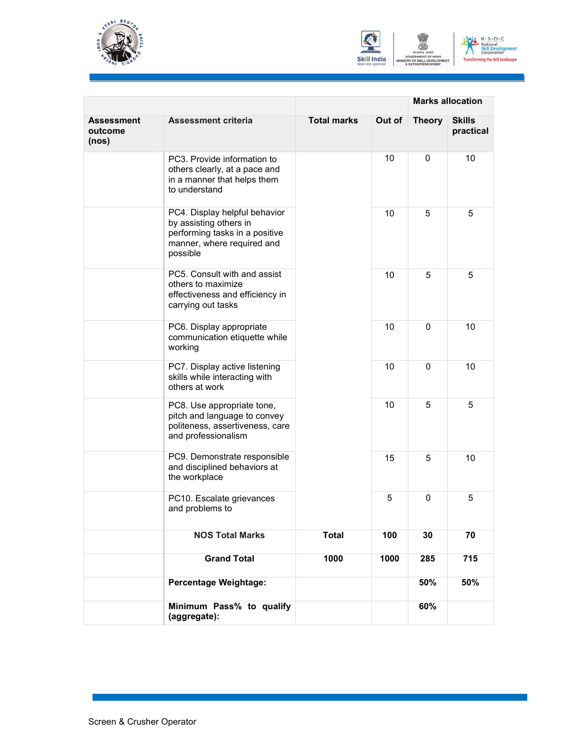| | | | | Marks allocation | |
|---|---|---|---|---|---|
| **Assessment outcome (nos)** | **Assessment criteria** | **Total marks** | **Out of** | **Theory** | **Skills practical** |
| | PC3. Provide information to others clearly, at a pace and in a manner that helps them to understand | | 10 | 0 | 10 |
| | PC4. Display helpful behavior by assisting others in performing tasks in a positive manner, where required and possible | | 10 | 5 | 5 |
| | PC5. Consult with and assist others to maximize effectiveness and efficiency in carrying out tasks | | 10 | 5 | 5 |
| | PC6. Display appropriate communication etiquette while working | | 10 | 0 | 10 |
| | PC7. Display active listening skills while interacting with others at work | | 10 | 0 | 10 |
| | PC8. Use appropriate tone, pitch and language to convey politeness, assertiveness, care and professionalism | | 10 | 5 | 5 |
| | PC9. Demonstrate responsible and disciplined behaviors at the workplace | | 15 | 5 | 10 |
| | PC10. Escalate grievances and problems to | | 5 | 0 | 5 |
| | **NOS Total Marks** | **Total** | **100** | **30** | **70** |
| | **Grand Total** | **1000** | **1000** | **285** | **715** |
| | **Percentage Weightage:** | | | **50%** | **50%** |
| | **Minimum Pass% to qualify (aggregate):** | | | **60%** | |